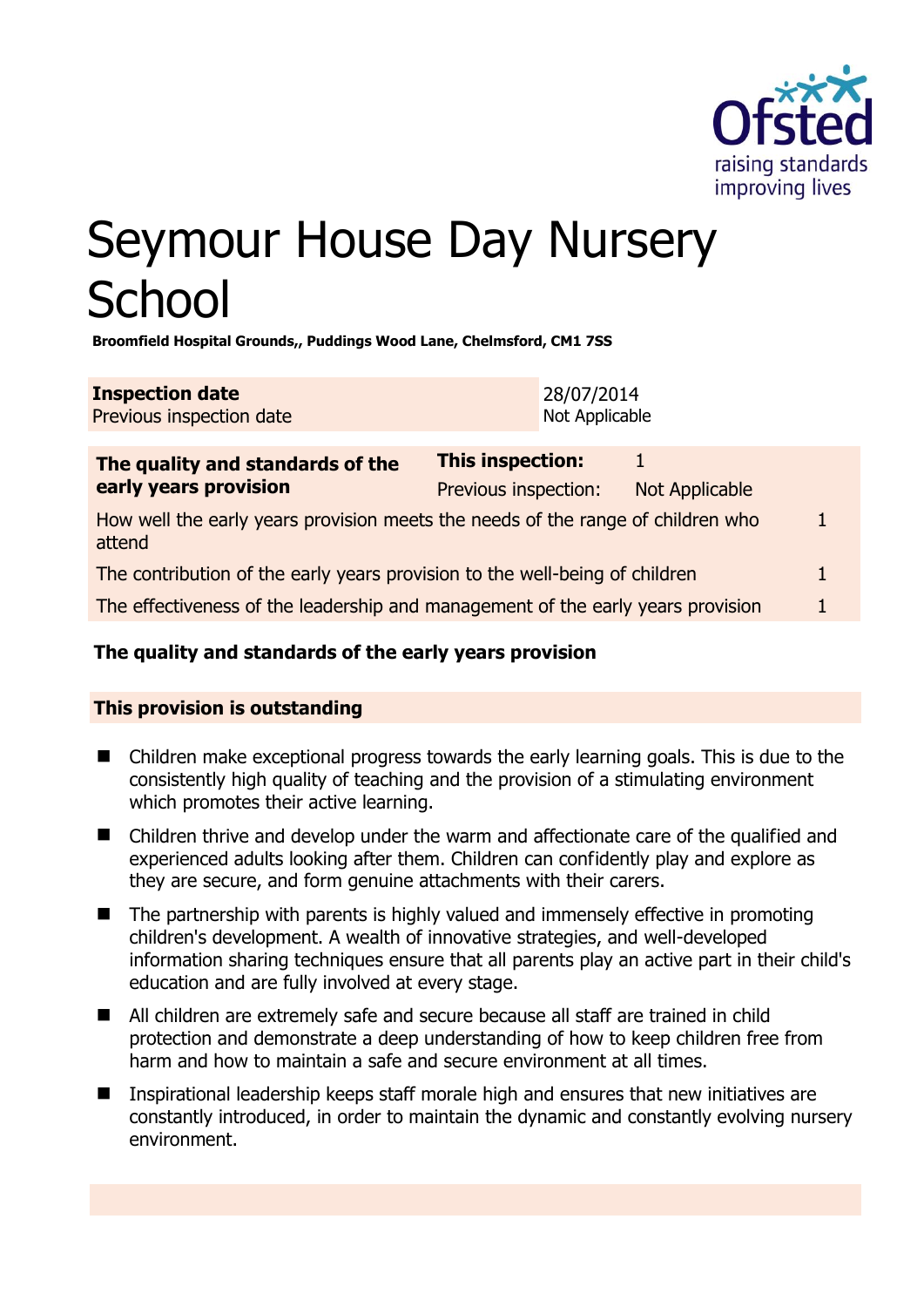# Seymour House Day Nursery School

**Broomfield Hospital Grounds,, Puddings Wood Lane, Chelmsford, CM1 7SS**

| **Inspection date** | 28/07/2014 |
|---|---|
| Previous inspection date | Not Applicable |

| **The quality and standards of the early years provision** | **This inspection:** | 1 |
|---|---|---|
| | Previous inspection: | Not Applicable |
| How well the early years provision meets the needs of the range of children who attend | | 1 |
| The contribution of the early years provision to the well-being of children | | 1 |
| The effectiveness of the leadership and management of the early years provision | | 1 |

**The quality and standards of the early years provision**

**This provision is outstanding**

- Children make exceptional progress towards the early learning goals. This is due to the consistently high quality of teaching and the provision of a stimulating environment which promotes their active learning.
- Children thrive and develop under the warm and affectionate care of the qualified and experienced adults looking after them. Children can confidently play and explore as they are secure, and form genuine attachments with their carers.
- The partnership with parents is highly valued and immensely effective in promoting children's development. A wealth of innovative strategies, and well-developed information sharing techniques ensure that all parents play an active part in their child's education and are fully involved at every stage.
- All children are extremely safe and secure because all staff are trained in child protection and demonstrate a deep understanding of how to keep children free from harm and how to maintain a safe and secure environment at all times.
- Inspirational leadership keeps staff morale high and ensures that new initiatives are constantly introduced, in order to maintain the dynamic and constantly evolving nursery environment.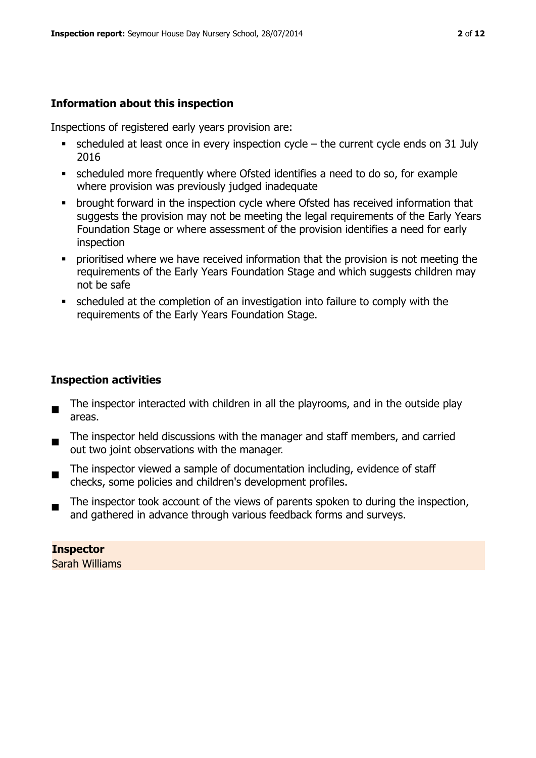## Information about this inspection

Inspections of registered early years provision are:

- scheduled at least once in every inspection cycle – the current cycle ends on 31 July 2016
- scheduled more frequently where Ofsted identifies a need to do so, for example where provision was previously judged inadequate
- brought forward in the inspection cycle where Ofsted has received information that suggests the provision may not be meeting the legal requirements of the Early Years Foundation Stage or where assessment of the provision identifies a need for early inspection
- prioritised where we have received information that the provision is not meeting the requirements of the Early Years Foundation Stage and which suggests children may not be safe
- scheduled at the completion of an investigation into failure to comply with the requirements of the Early Years Foundation Stage.

## Inspection activities

- The inspector interacted with children in all the playrooms, and in the outside play areas.
- The inspector held discussions with the manager and staff members, and carried out two joint observations with the manager.
- The inspector viewed a sample of documentation including, evidence of staff checks, some policies and children's development profiles.
- The inspector took account of the views of parents spoken to during the inspection, and gathered in advance through various feedback forms and surveys.

**Inspector**
Sarah Williams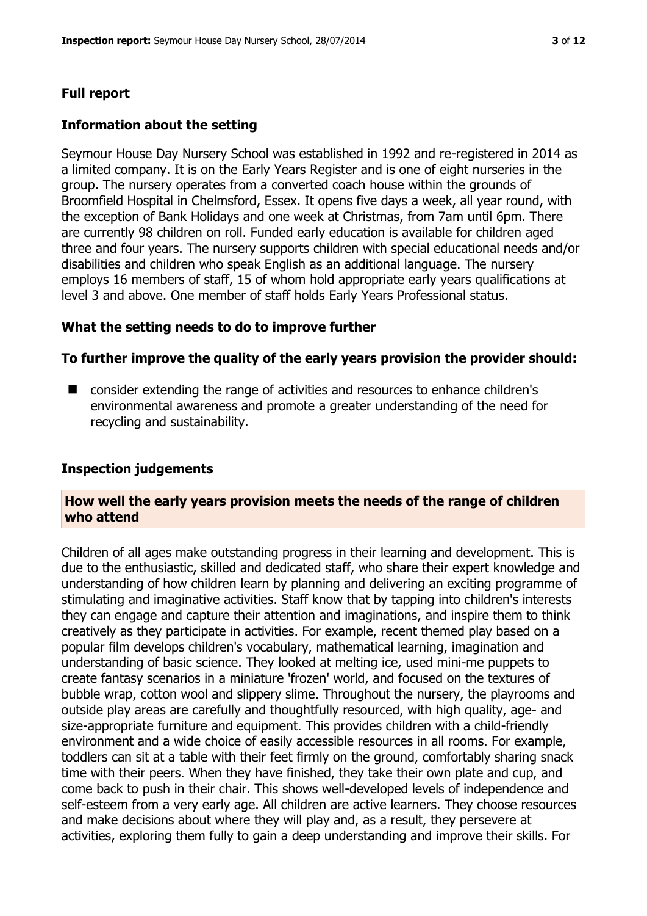## Full report

### Information about the setting

Seymour House Day Nursery School was established in 1992 and re-registered in 2014 as a limited company. It is on the Early Years Register and is one of eight nurseries in the group. The nursery operates from a converted coach house within the grounds of Broomfield Hospital in Chelmsford, Essex. It opens five days a week, all year round, with the exception of Bank Holidays and one week at Christmas, from 7am until 6pm. There are currently 98 children on roll. Funded early education is available for children aged three and four years. The nursery supports children with special educational needs and/or disabilities and children who speak English as an additional language. The nursery employs 16 members of staff, 15 of whom hold appropriate early years qualifications at level 3 and above. One member of staff holds Early Years Professional status.

### What the setting needs to do to improve further

#### To further improve the quality of the early years provision the provider should:

- consider extending the range of activities and resources to enhance children's environmental awareness and promote a greater understanding of the need for recycling and sustainability.

### Inspection judgements

#### How well the early years provision meets the needs of the range of children who attend

Children of all ages make outstanding progress in their learning and development. This is due to the enthusiastic, skilled and dedicated staff, who share their expert knowledge and understanding of how children learn by planning and delivering an exciting programme of stimulating and imaginative activities. Staff know that by tapping into children's interests they can engage and capture their attention and imaginations, and inspire them to think creatively as they participate in activities. For example, recent themed play based on a popular film develops children's vocabulary, mathematical learning, imagination and understanding of basic science. They looked at melting ice, used mini-me puppets to create fantasy scenarios in a miniature 'frozen' world, and focused on the textures of bubble wrap, cotton wool and slippery slime. Throughout the nursery, the playrooms and outside play areas are carefully and thoughtfully resourced, with high quality, age- and size-appropriate furniture and equipment. This provides children with a child-friendly environment and a wide choice of easily accessible resources in all rooms. For example, toddlers can sit at a table with their feet firmly on the ground, comfortably sharing snack time with their peers. When they have finished, they take their own plate and cup, and come back to push in their chair. This shows well-developed levels of independence and self-esteem from a very early age. All children are active learners. They choose resources and make decisions about where they will play and, as a result, they persevere at activities, exploring them fully to gain a deep understanding and improve their skills. For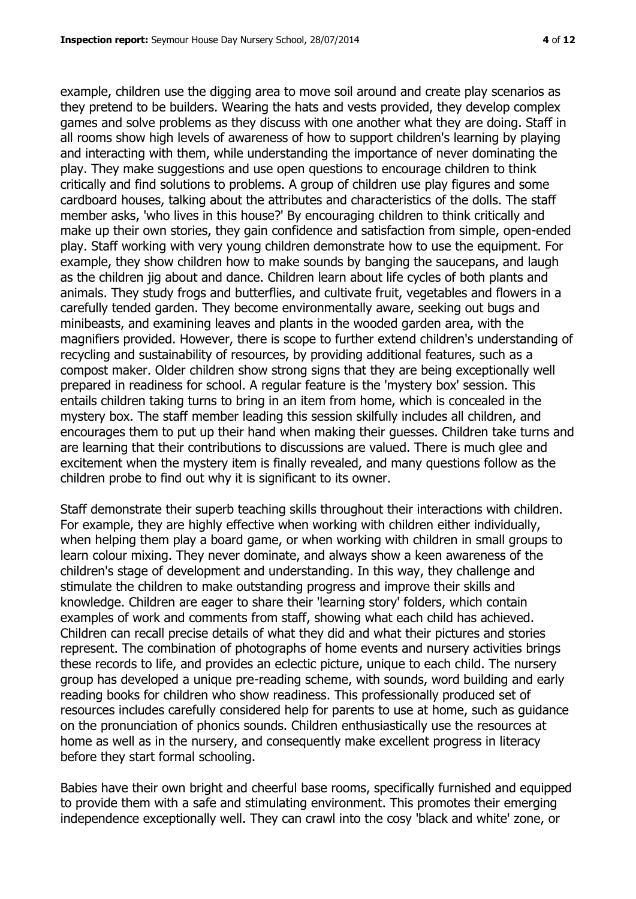example, children use the digging area to move soil around and create play scenarios as they pretend to be builders. Wearing the hats and vests provided, they develop complex games and solve problems as they discuss with one another what they are doing. Staff in all rooms show high levels of awareness of how to support children's learning by playing and interacting with them, while understanding the importance of never dominating the play. They make suggestions and use open questions to encourage children to think critically and find solutions to problems. A group of children use play figures and some cardboard houses, talking about the attributes and characteristics of the dolls. The staff member asks, 'who lives in this house?' By encouraging children to think critically and make up their own stories, they gain confidence and satisfaction from simple, open-ended play. Staff working with very young children demonstrate how to use the equipment. For example, they show children how to make sounds by banging the saucepans, and laugh as the children jig about and dance. Children learn about life cycles of both plants and animals. They study frogs and butterflies, and cultivate fruit, vegetables and flowers in a carefully tended garden. They become environmentally aware, seeking out bugs and minibeasts, and examining leaves and plants in the wooded garden area, with the magnifiers provided. However, there is scope to further extend children's understanding of recycling and sustainability of resources, by providing additional features, such as a compost maker. Older children show strong signs that they are being exceptionally well prepared in readiness for school. A regular feature is the 'mystery box' session. This entails children taking turns to bring in an item from home, which is concealed in the mystery box. The staff member leading this session skilfully includes all children, and encourages them to put up their hand when making their guesses. Children take turns and are learning that their contributions to discussions are valued. There is much glee and excitement when the mystery item is finally revealed, and many questions follow as the children probe to find out why it is significant to its owner.

Staff demonstrate their superb teaching skills throughout their interactions with children. For example, they are highly effective when working with children either individually, when helping them play a board game, or when working with children in small groups to learn colour mixing. They never dominate, and always show a keen awareness of the children's stage of development and understanding. In this way, they challenge and stimulate the children to make outstanding progress and improve their skills and knowledge. Children are eager to share their 'learning story' folders, which contain examples of work and comments from staff, showing what each child has achieved. Children can recall precise details of what they did and what their pictures and stories represent. The combination of photographs of home events and nursery activities brings these records to life, and provides an eclectic picture, unique to each child. The nursery group has developed a unique pre-reading scheme, with sounds, word building and early reading books for children who show readiness. This professionally produced set of resources includes carefully considered help for parents to use at home, such as guidance on the pronunciation of phonics sounds. Children enthusiastically use the resources at home as well as in the nursery, and consequently make excellent progress in literacy before they start formal schooling.

Babies have their own bright and cheerful base rooms, specifically furnished and equipped to provide them with a safe and stimulating environment. This promotes their emerging independence exceptionally well. They can crawl into the cosy 'black and white' zone, or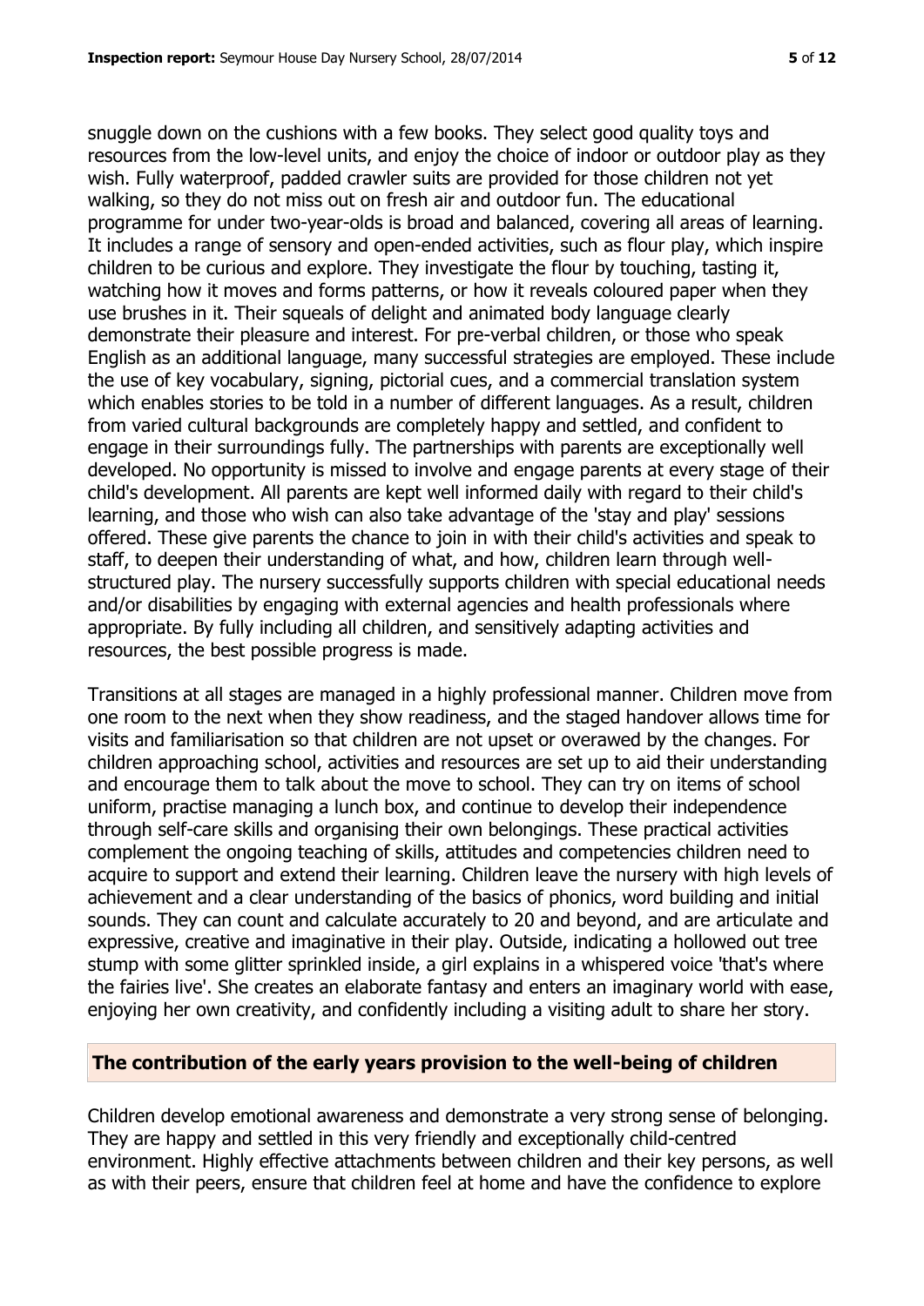snuggle down on the cushions with a few books. They select good quality toys and resources from the low-level units, and enjoy the choice of indoor or outdoor play as they wish. Fully waterproof, padded crawler suits are provided for those children not yet walking, so they do not miss out on fresh air and outdoor fun. The educational programme for under two-year-olds is broad and balanced, covering all areas of learning. It includes a range of sensory and open-ended activities, such as flour play, which inspire children to be curious and explore. They investigate the flour by touching, tasting it, watching how it moves and forms patterns, or how it reveals coloured paper when they use brushes in it. Their squeals of delight and animated body language clearly demonstrate their pleasure and interest. For pre-verbal children, or those who speak English as an additional language, many successful strategies are employed. These include the use of key vocabulary, signing, pictorial cues, and a commercial translation system which enables stories to be told in a number of different languages. As a result, children from varied cultural backgrounds are completely happy and settled, and confident to engage in their surroundings fully. The partnerships with parents are exceptionally well developed. No opportunity is missed to involve and engage parents at every stage of their child's development. All parents are kept well informed daily with regard to their child's learning, and those who wish can also take advantage of the 'stay and play' sessions offered. These give parents the chance to join in with their child's activities and speak to staff, to deepen their understanding of what, and how, children learn through well-structured play. The nursery successfully supports children with special educational needs and/or disabilities by engaging with external agencies and health professionals where appropriate. By fully including all children, and sensitively adapting activities and resources, the best possible progress is made.

Transitions at all stages are managed in a highly professional manner. Children move from one room to the next when they show readiness, and the staged handover allows time for visits and familiarisation so that children are not upset or overawed by the changes. For children approaching school, activities and resources are set up to aid their understanding and encourage them to talk about the move to school. They can try on items of school uniform, practise managing a lunch box, and continue to develop their independence through self-care skills and organising their own belongings. These practical activities complement the ongoing teaching of skills, attitudes and competencies children need to acquire to support and extend their learning. Children leave the nursery with high levels of achievement and a clear understanding of the basics of phonics, word building and initial sounds. They can count and calculate accurately to 20 and beyond, and are articulate and expressive, creative and imaginative in their play. Outside, indicating a hollowed out tree stump with some glitter sprinkled inside, a girl explains in a whispered voice 'that's where the fairies live'. She creates an elaborate fantasy and enters an imaginary world with ease, enjoying her own creativity, and confidently including a visiting adult to share her story.

## The contribution of the early years provision to the well-being of children

Children develop emotional awareness and demonstrate a very strong sense of belonging. They are happy and settled in this very friendly and exceptionally child-centred environment. Highly effective attachments between children and their key persons, as well as with their peers, ensure that children feel at home and have the confidence to explore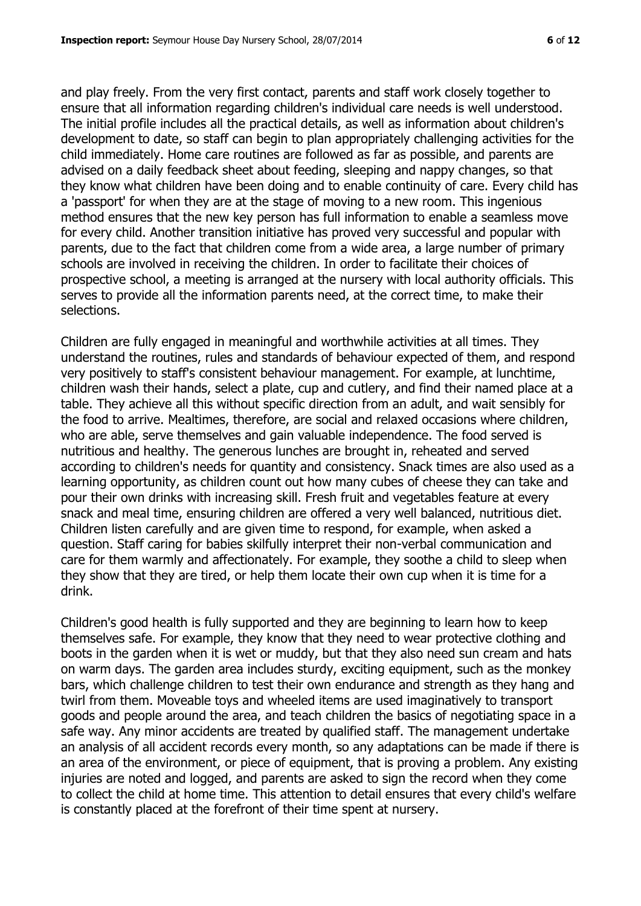and play freely. From the very first contact, parents and staff work closely together to ensure that all information regarding children's individual care needs is well understood. The initial profile includes all the practical details, as well as information about children's development to date, so staff can begin to plan appropriately challenging activities for the child immediately. Home care routines are followed as far as possible, and parents are advised on a daily feedback sheet about feeding, sleeping and nappy changes, so that they know what children have been doing and to enable continuity of care. Every child has a 'passport' for when they are at the stage of moving to a new room. This ingenious method ensures that the new key person has full information to enable a seamless move for every child. Another transition initiative has proved very successful and popular with parents, due to the fact that children come from a wide area, a large number of primary schools are involved in receiving the children. In order to facilitate their choices of prospective school, a meeting is arranged at the nursery with local authority officials. This serves to provide all the information parents need, at the correct time, to make their selections.

Children are fully engaged in meaningful and worthwhile activities at all times. They understand the routines, rules and standards of behaviour expected of them, and respond very positively to staff's consistent behaviour management. For example, at lunchtime, children wash their hands, select a plate, cup and cutlery, and find their named place at a table. They achieve all this without specific direction from an adult, and wait sensibly for the food to arrive. Mealtimes, therefore, are social and relaxed occasions where children, who are able, serve themselves and gain valuable independence. The food served is nutritious and healthy. The generous lunches are brought in, reheated and served according to children's needs for quantity and consistency. Snack times are also used as a learning opportunity, as children count out how many cubes of cheese they can take and pour their own drinks with increasing skill. Fresh fruit and vegetables feature at every snack and meal time, ensuring children are offered a very well balanced, nutritious diet. Children listen carefully and are given time to respond, for example, when asked a question. Staff caring for babies skilfully interpret their non-verbal communication and care for them warmly and affectionately. For example, they soothe a child to sleep when they show that they are tired, or help them locate their own cup when it is time for a drink.

Children's good health is fully supported and they are beginning to learn how to keep themselves safe. For example, they know that they need to wear protective clothing and boots in the garden when it is wet or muddy, but that they also need sun cream and hats on warm days. The garden area includes sturdy, exciting equipment, such as the monkey bars, which challenge children to test their own endurance and strength as they hang and twirl from them. Moveable toys and wheeled items are used imaginatively to transport goods and people around the area, and teach children the basics of negotiating space in a safe way. Any minor accidents are treated by qualified staff. The management undertake an analysis of all accident records every month, so any adaptations can be made if there is an area of the environment, or piece of equipment, that is proving a problem. Any existing injuries are noted and logged, and parents are asked to sign the record when they come to collect the child at home time. This attention to detail ensures that every child's welfare is constantly placed at the forefront of their time spent at nursery.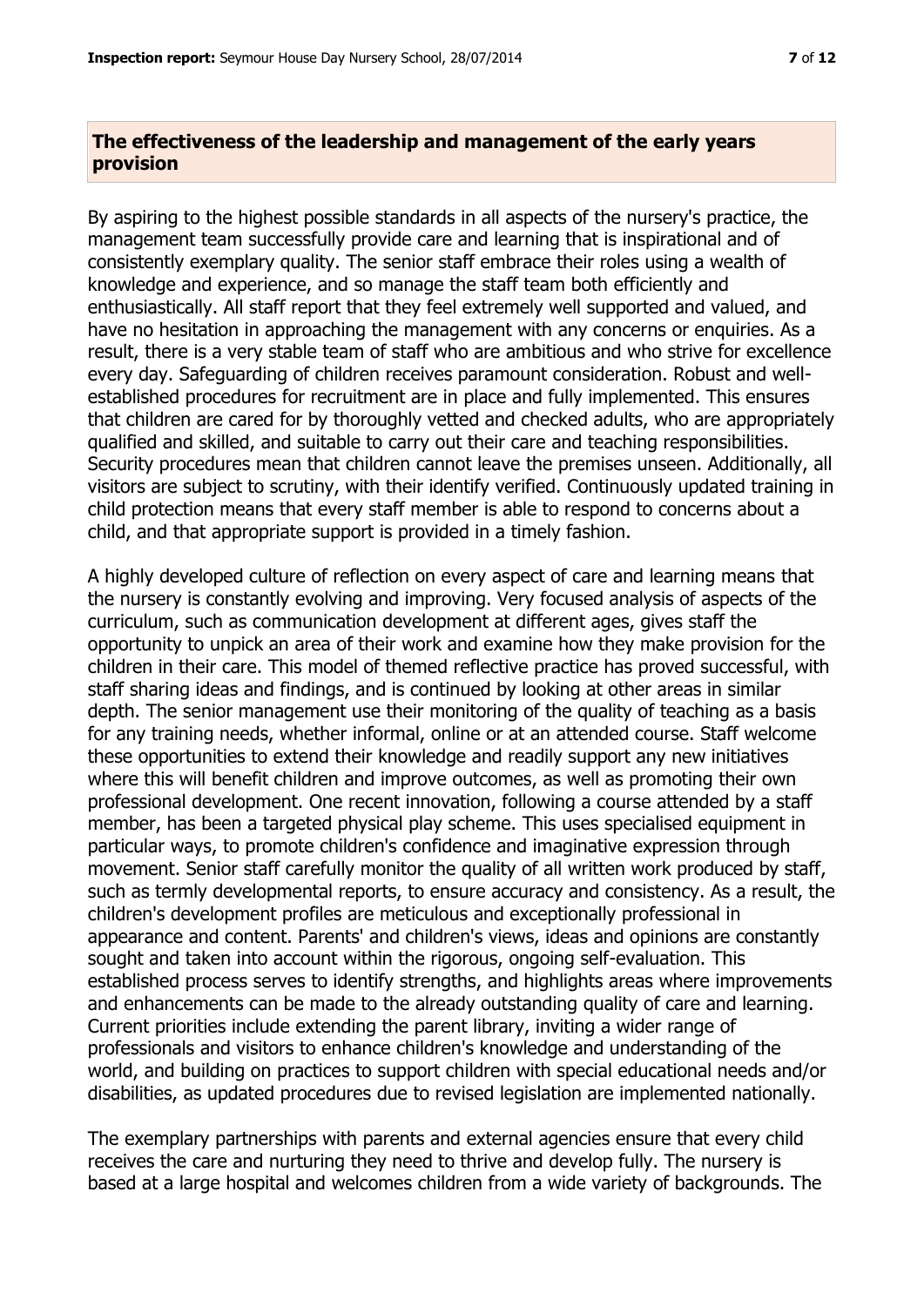## The effectiveness of the leadership and management of the early years provision

By aspiring to the highest possible standards in all aspects of the nursery's practice, the management team successfully provide care and learning that is inspirational and of consistently exemplary quality. The senior staff embrace their roles using a wealth of knowledge and experience, and so manage the staff team both efficiently and enthusiastically. All staff report that they feel extremely well supported and valued, and have no hesitation in approaching the management with any concerns or enquiries. As a result, there is a very stable team of staff who are ambitious and who strive for excellence every day. Safeguarding of children receives paramount consideration. Robust and well-established procedures for recruitment are in place and fully implemented. This ensures that children are cared for by thoroughly vetted and checked adults, who are appropriately qualified and skilled, and suitable to carry out their care and teaching responsibilities. Security procedures mean that children cannot leave the premises unseen. Additionally, all visitors are subject to scrutiny, with their identify verified. Continuously updated training in child protection means that every staff member is able to respond to concerns about a child, and that appropriate support is provided in a timely fashion.

A highly developed culture of reflection on every aspect of care and learning means that the nursery is constantly evolving and improving. Very focused analysis of aspects of the curriculum, such as communication development at different ages, gives staff the opportunity to unpick an area of their work and examine how they make provision for the children in their care. This model of themed reflective practice has proved successful, with staff sharing ideas and findings, and is continued by looking at other areas in similar depth. The senior management use their monitoring of the quality of teaching as a basis for any training needs, whether informal, online or at an attended course. Staff welcome these opportunities to extend their knowledge and readily support any new initiatives where this will benefit children and improve outcomes, as well as promoting their own professional development. One recent innovation, following a course attended by a staff member, has been a targeted physical play scheme. This uses specialised equipment in particular ways, to promote children's confidence and imaginative expression through movement. Senior staff carefully monitor the quality of all written work produced by staff, such as termly developmental reports, to ensure accuracy and consistency. As a result, the children's development profiles are meticulous and exceptionally professional in appearance and content. Parents' and children's views, ideas and opinions are constantly sought and taken into account within the rigorous, ongoing self-evaluation. This established process serves to identify strengths, and highlights areas where improvements and enhancements can be made to the already outstanding quality of care and learning. Current priorities include extending the parent library, inviting a wider range of professionals and visitors to enhance children's knowledge and understanding of the world, and building on practices to support children with special educational needs and/or disabilities, as updated procedures due to revised legislation are implemented nationally.

The exemplary partnerships with parents and external agencies ensure that every child receives the care and nurturing they need to thrive and develop fully. The nursery is based at a large hospital and welcomes children from a wide variety of backgrounds. The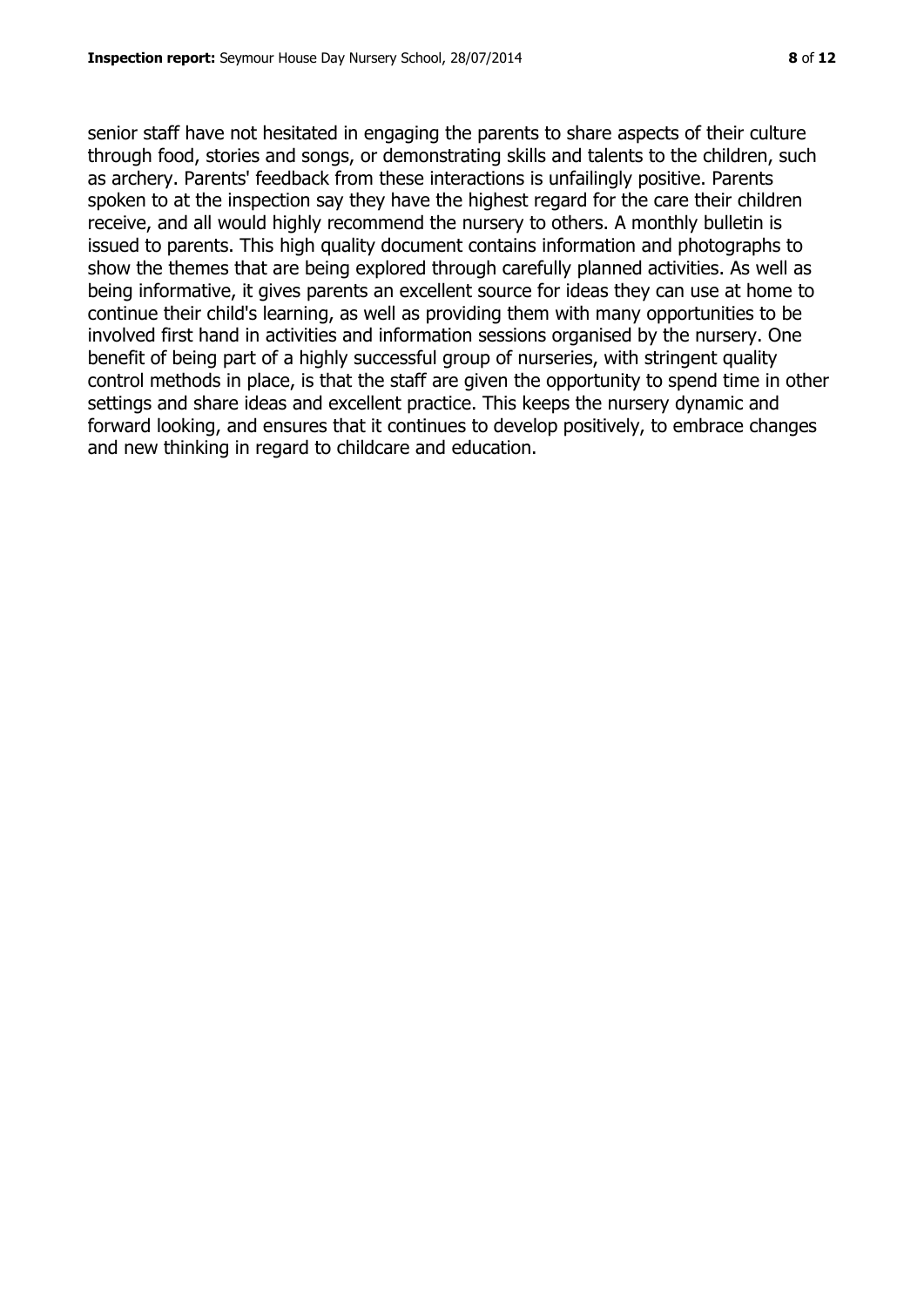senior staff have not hesitated in engaging the parents to share aspects of their culture through food, stories and songs, or demonstrating skills and talents to the children, such as archery. Parents' feedback from these interactions is unfailingly positive. Parents spoken to at the inspection say they have the highest regard for the care their children receive, and all would highly recommend the nursery to others. A monthly bulletin is issued to parents. This high quality document contains information and photographs to show the themes that are being explored through carefully planned activities. As well as being informative, it gives parents an excellent source for ideas they can use at home to continue their child's learning, as well as providing them with many opportunities to be involved first hand in activities and information sessions organised by the nursery. One benefit of being part of a highly successful group of nurseries, with stringent quality control methods in place, is that the staff are given the opportunity to spend time in other settings and share ideas and excellent practice. This keeps the nursery dynamic and forward looking, and ensures that it continues to develop positively, to embrace changes and new thinking in regard to childcare and education.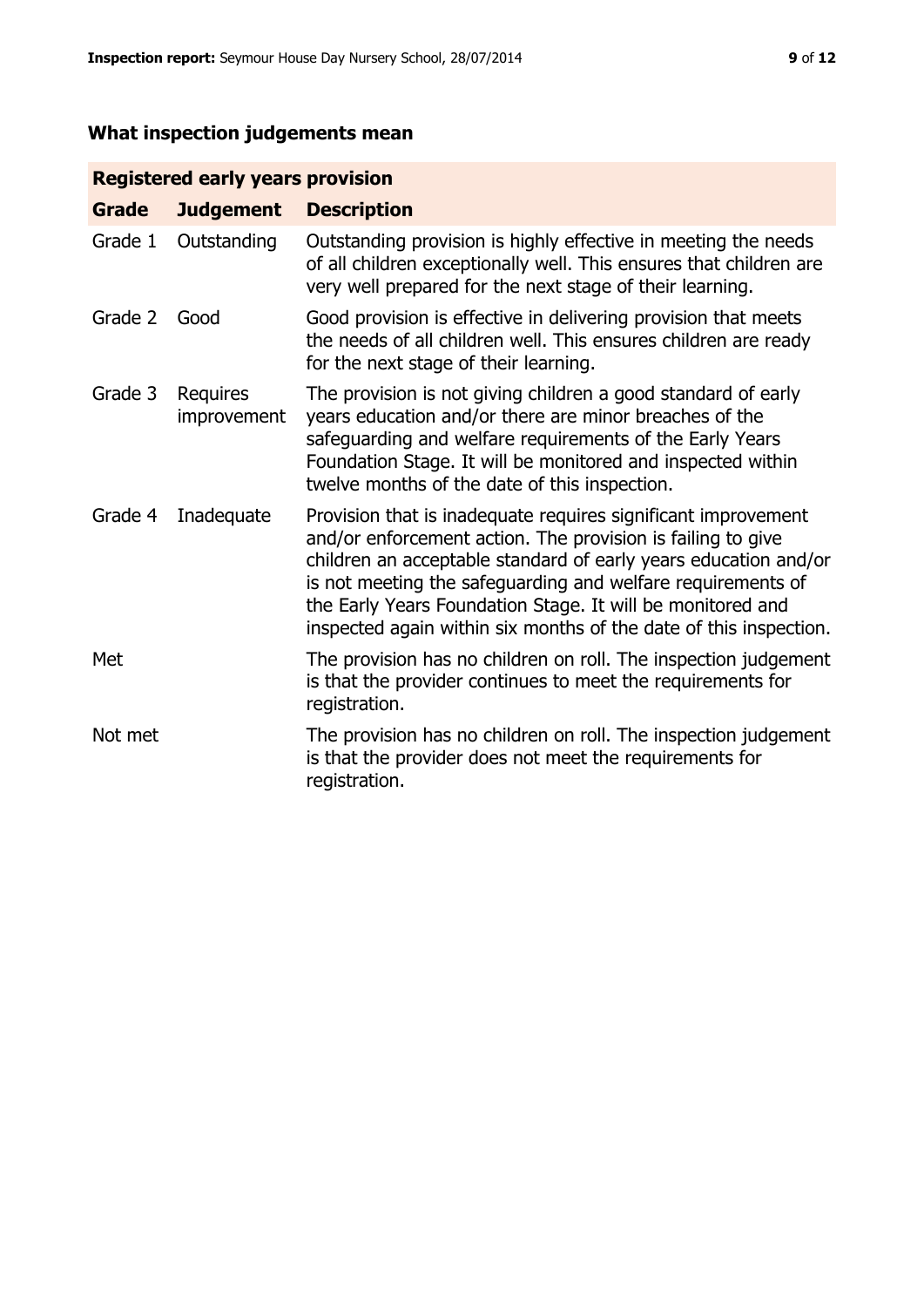## What inspection judgements mean

| Registered early years provision | | |
|---|---|---|
| **Grade** | **Judgement** | **Description** |
| Grade 1 | Outstanding | Outstanding provision is highly effective in meeting the needs of all children exceptionally well. This ensures that children are very well prepared for the next stage of their learning. |
| Grade 2 | Good | Good provision is effective in delivering provision that meets the needs of all children well. This ensures children are ready for the next stage of their learning. |
| Grade 3 | Requires improvement | The provision is not giving children a good standard of early years education and/or there are minor breaches of the safeguarding and welfare requirements of the Early Years Foundation Stage. It will be monitored and inspected within twelve months of the date of this inspection. |
| Grade 4 | Inadequate | Provision that is inadequate requires significant improvement and/or enforcement action. The provision is failing to give children an acceptable standard of early years education and/or is not meeting the safeguarding and welfare requirements of the Early Years Foundation Stage. It will be monitored and inspected again within six months of the date of this inspection. |
| Met | | The provision has no children on roll. The inspection judgement is that the provider continues to meet the requirements for registration. |
| Not met | | The provision has no children on roll. The inspection judgement is that the provider does not meet the requirements for registration. |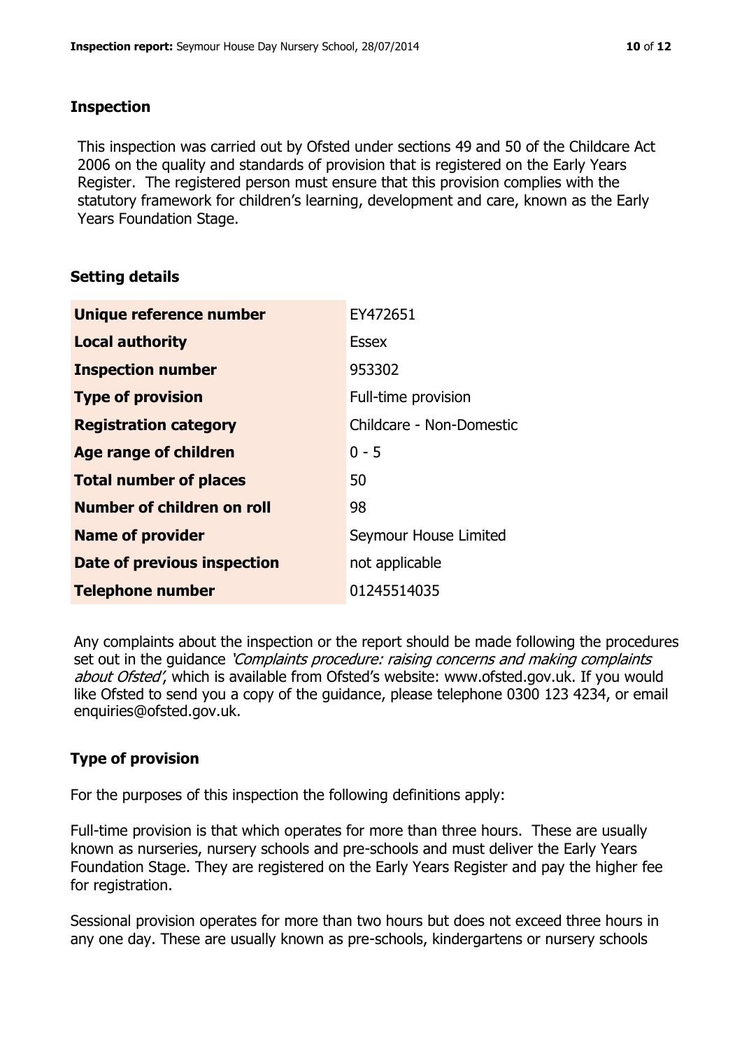## Inspection

This inspection was carried out by Ofsted under sections 49 and 50 of the Childcare Act 2006 on the quality and standards of provision that is registered on the Early Years Register. The registered person must ensure that this provision complies with the statutory framework for children's learning, development and care, known as the Early Years Foundation Stage.

## Setting details

| | |
|---|---|
| **Unique reference number** | EY472651 |
| **Local authority** | Essex |
| **Inspection number** | 953302 |
| **Type of provision** | Full-time provision |
| **Registration category** | Childcare - Non-Domestic |
| **Age range of children** | 0 - 5 |
| **Total number of places** | 50 |
| **Number of children on roll** | 98 |
| **Name of provider** | Seymour House Limited |
| **Date of previous inspection** | not applicable |
| **Telephone number** | 01245514035 |

Any complaints about the inspection or the report should be made following the procedures set out in the guidance *'Complaints procedure: raising concerns and making complaints about Ofsted'*, which is available from Ofsted's website: www.ofsted.gov.uk. If you would like Ofsted to send you a copy of the guidance, please telephone 0300 123 4234, or email enquiries@ofsted.gov.uk.

## Type of provision

For the purposes of this inspection the following definitions apply:

Full-time provision is that which operates for more than three hours. These are usually known as nurseries, nursery schools and pre-schools and must deliver the Early Years Foundation Stage. They are registered on the Early Years Register and pay the higher fee for registration.

Sessional provision operates for more than two hours but does not exceed three hours in any one day. These are usually known as pre-schools, kindergartens or nursery schools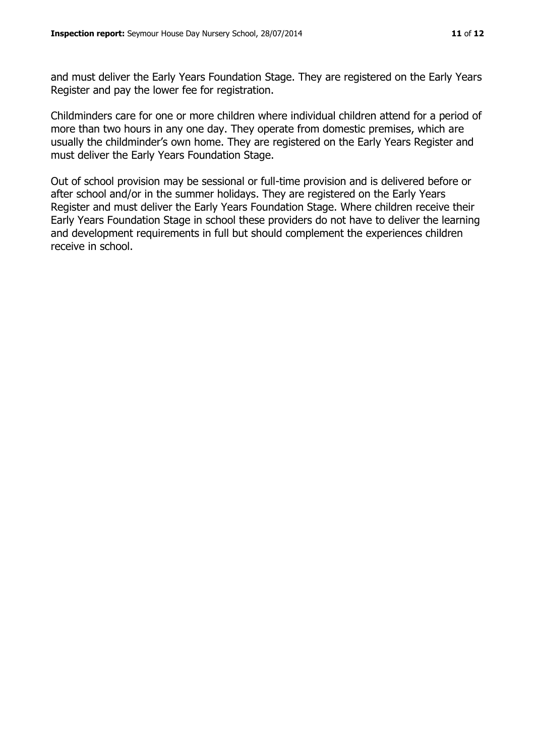and must deliver the Early Years Foundation Stage. They are registered on the Early Years Register and pay the lower fee for registration.

Childminders care for one or more children where individual children attend for a period of more than two hours in any one day. They operate from domestic premises, which are usually the childminder's own home. They are registered on the Early Years Register and must deliver the Early Years Foundation Stage.

Out of school provision may be sessional or full-time provision and is delivered before or after school and/or in the summer holidays. They are registered on the Early Years Register and must deliver the Early Years Foundation Stage. Where children receive their Early Years Foundation Stage in school these providers do not have to deliver the learning and development requirements in full but should complement the experiences children receive in school.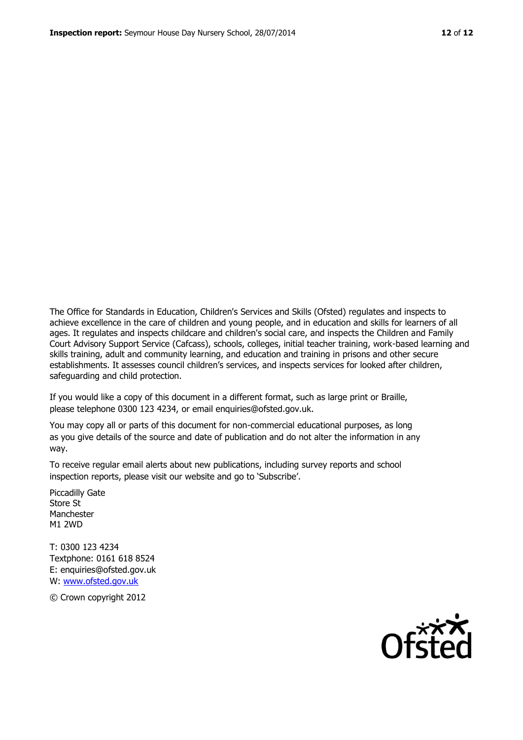The Office for Standards in Education, Children's Services and Skills (Ofsted) regulates and inspects to achieve excellence in the care of children and young people, and in education and skills for learners of all ages. It regulates and inspects childcare and children's social care, and inspects the Children and Family Court Advisory Support Service (Cafcass), schools, colleges, initial teacher training, work-based learning and skills training, adult and community learning, and education and training in prisons and other secure establishments. It assesses council children's services, and inspects services for looked after children, safeguarding and child protection.

If you would like a copy of this document in a different format, such as large print or Braille, please telephone 0300 123 4234, or email enquiries@ofsted.gov.uk.

You may copy all or parts of this document for non-commercial educational purposes, as long as you give details of the source and date of publication and do not alter the information in any way.

To receive regular email alerts about new publications, including survey reports and school inspection reports, please visit our website and go to 'Subscribe'.

Piccadilly Gate  
Store St  
Manchester  
M1 2WD

T: 0300 123 4234  
Textphone: 0161 618 8524  
E: enquiries@ofsted.gov.uk  
W: www.ofsted.gov.uk

© Crown copyright 2012

Ofsted